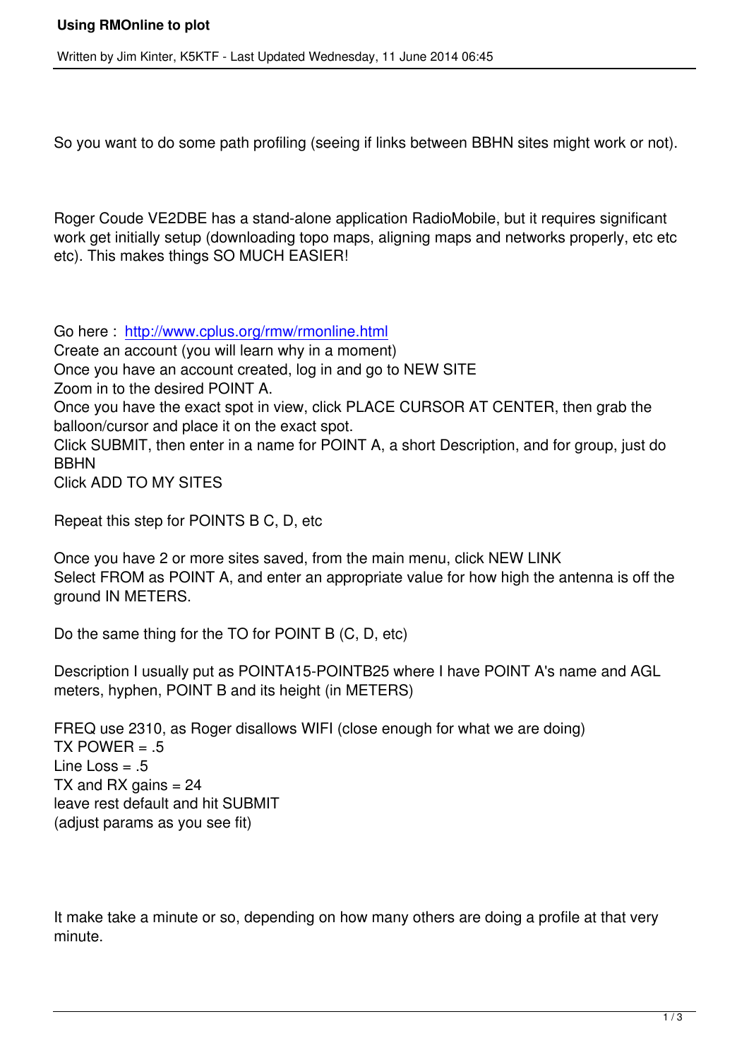# Using RMOnline to plot

Written by Jim Kinter, K5KTF - Last Updated Wednesday, 11 June 2014 06:45

So you want to do some path profiling (seeing if links between BBHN sites might work or not).

Roger Coude VE2DBE has a stand-alone application RadioMobile, but it requires significant work get initially setup (downloading topo maps, aligning maps and networks properly, etc etc etc). This makes things SO MUCH EASIER!

Go here : [http://www.cplus.org/rmw/rmonline.html](http://www.cplus.org/rmw/rmonline.html)
Create an account (you will learn why in a moment)
Once you have an account created, log in and go to NEW SITE
Zoom in to the desired POINT A.
Once you have the exact spot in view, click PLACE CURSOR AT CENTER, then grab the balloon/cursor and place it on the exact spot.
Click SUBMIT, then enter in a name for POINT A, a short Description, and for group, just do BBHN
Click ADD TO MY SITES

Repeat this step for POINTS B C, D, etc

Once you have 2 or more sites saved, from the main menu, click NEW LINK
Select FROM as POINT A, and enter an appropriate value for how high the antenna is off the ground IN METERS.

Do the same thing for the TO for POINT B (C, D, etc)

Description I usually put as POINTA15-POINTB25 where I have POINT A's name and AGL meters, hyphen, POINT B and its height (in METERS)

FREQ use 2310, as Roger disallows WIFI (close enough for what we are doing)
TX POWER = .5
Line Loss = .5
TX and RX gains = 24
leave rest default and hit SUBMIT
(adjust params as you see fit)

It make take a minute or so, depending on how many others are doing a profile at that very minute.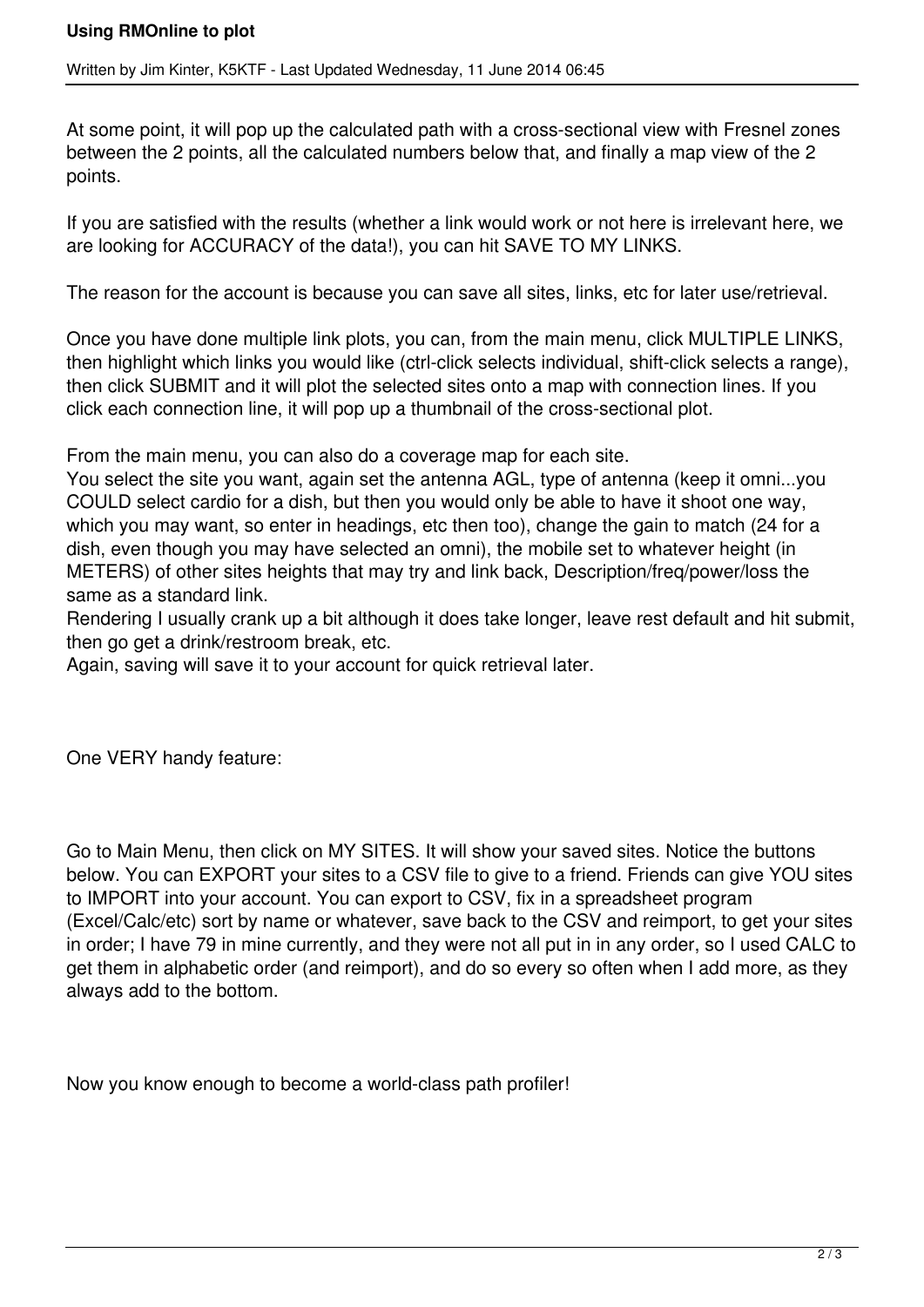At some point, it will pop up the calculated path with a cross-sectional view with Fresnel zones between the 2 points, all the calculated numbers below that, and finally a map view of the 2 points.

If you are satisfied with the results (whether a link would work or not here is irrelevant here, we are looking for ACCURACY of the data!), you can hit SAVE TO MY LINKS.

The reason for the account is because you can save all sites, links, etc for later use/retrieval.

Once you have done multiple link plots, you can, from the main menu, click MULTIPLE LINKS, then highlight which links you would like (ctrl-click selects individual, shift-click selects a range), then click SUBMIT and it will plot the selected sites onto a map with connection lines. If you click each connection line, it will pop up a thumbnail of the cross-sectional plot.

From the main menu, you can also do a coverage map for each site.
You select the site you want, again set the antenna AGL, type of antenna (keep it omni...you COULD select cardio for a dish, but then you would only be able to have it shoot one way, which you may want, so enter in headings, etc then too), change the gain to match (24 for a dish, even though you may have selected an omni), the mobile set to whatever height (in METERS) of other sites heights that may try and link back, Description/freq/power/loss the same as a standard link.
Rendering I usually crank up a bit although it does take longer, leave rest default and hit submit, then go get a drink/restroom break, etc.
Again, saving will save it to your account for quick retrieval later.

One VERY handy feature:

Go to Main Menu, then click on MY SITES. It will show your saved sites. Notice the buttons below. You can EXPORT your sites to a CSV file to give to a friend. Friends can give YOU sites to IMPORT into your account. You can export to CSV, fix in a spreadsheet program (Excel/Calc/etc) sort by name or whatever, save back to the CSV and reimport, to get your sites in order; I have 79 in mine currently, and they were not all put in in any order, so I used CALC to get them in alphabetic order (and reimport), and do so every so often when I add more, as they always add to the bottom.

Now you know enough to become a world-class path profiler!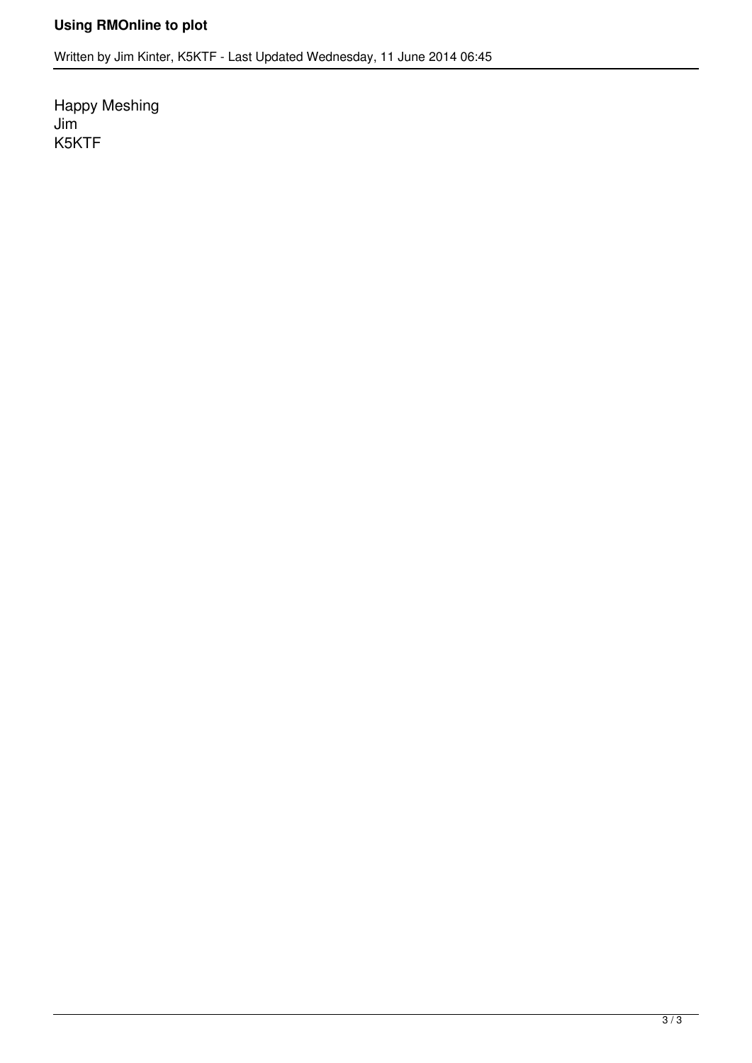Happy Meshing
Jim
K5KTF